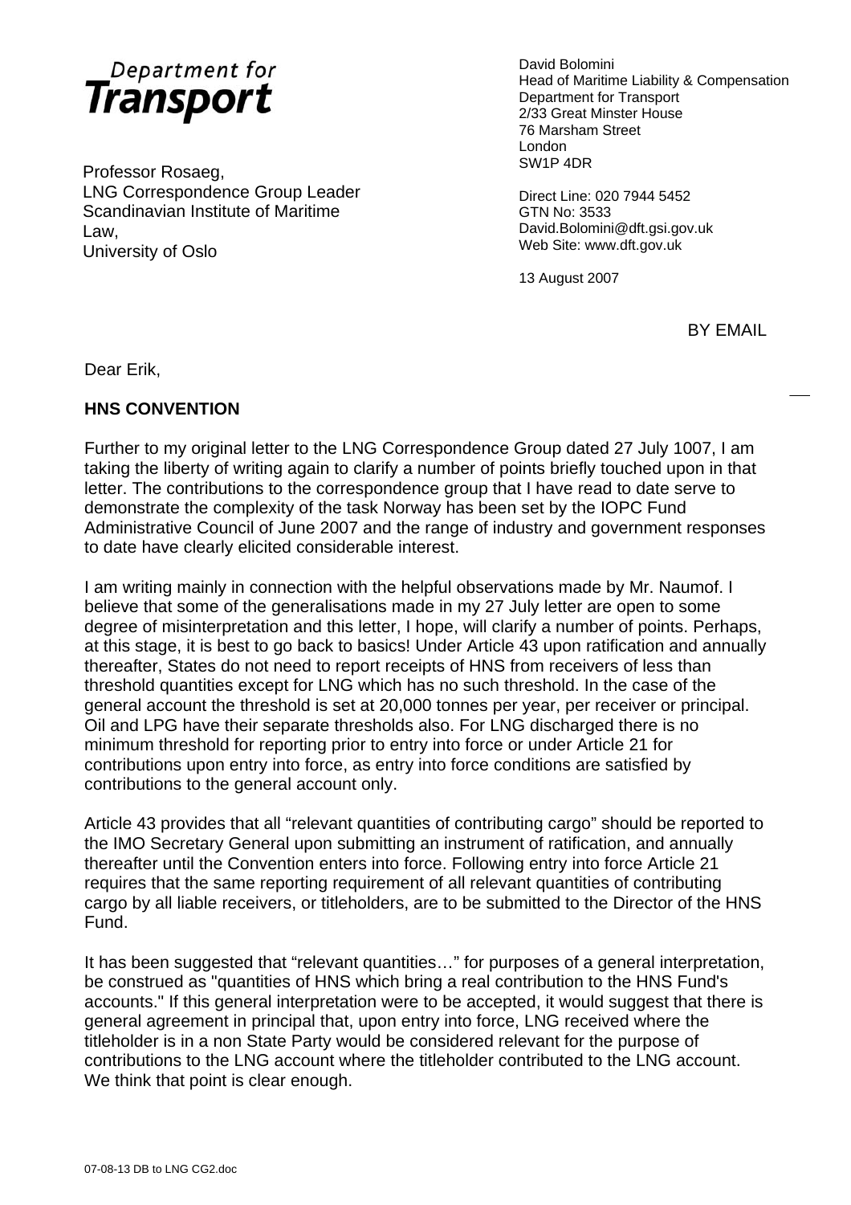**Department for Transport**

Professor Rosaeg,
LNG Correspondence Group Leader
Scandinavian Institute of Maritime Law,
University of Oslo

David Bolomini
Head of Maritime Liability & Compensation
Department for Transport
2/33 Great Minster House
76 Marsham Street
London
SW1P 4DR

Direct Line: 020 7944 5452
GTN No: 3533
David.Bolomini@dft.gsi.gov.uk
Web Site: www.dft.gov.uk

13 August 2007

BY EMAIL

Dear Erik,

**HNS CONVENTION**

Further to my original letter to the LNG Correspondence Group dated 27 July 1007, I am taking the liberty of writing again to clarify a number of points briefly touched upon in that letter. The contributions to the correspondence group that I have read to date serve to demonstrate the complexity of the task Norway has been set by the IOPC Fund Administrative Council of June 2007 and the range of industry and government responses to date have clearly elicited considerable interest.

I am writing mainly in connection with the helpful observations made by Mr. Naumof. I believe that some of the generalisations made in my 27 July letter are open to some degree of misinterpretation and this letter, I hope, will clarify a number of points. Perhaps, at this stage, it is best to go back to basics! Under Article 43 upon ratification and annually thereafter, States do not need to report receipts of HNS from receivers of less than threshold quantities except for LNG which has no such threshold. In the case of the general account the threshold is set at 20,000 tonnes per year, per receiver or principal. Oil and LPG have their separate thresholds also. For LNG discharged there is no minimum threshold for reporting prior to entry into force or under Article 21 for contributions upon entry into force, as entry into force conditions are satisfied by contributions to the general account only.

Article 43 provides that all "relevant quantities of contributing cargo" should be reported to the IMO Secretary General upon submitting an instrument of ratification, and annually thereafter until the Convention enters into force. Following entry into force Article 21 requires that the same reporting requirement of all relevant quantities of contributing cargo by all liable receivers, or titleholders, are to be submitted to the Director of the HNS Fund.

It has been suggested that "relevant quantities…" for purposes of a general interpretation, be construed as "quantities of HNS which bring a real contribution to the HNS Fund's accounts." If this general interpretation were to be accepted, it would suggest that there is general agreement in principal that, upon entry into force, LNG received where the titleholder is in a non State Party would be considered relevant for the purpose of contributions to the LNG account where the titleholder contributed to the LNG account. We think that point is clear enough.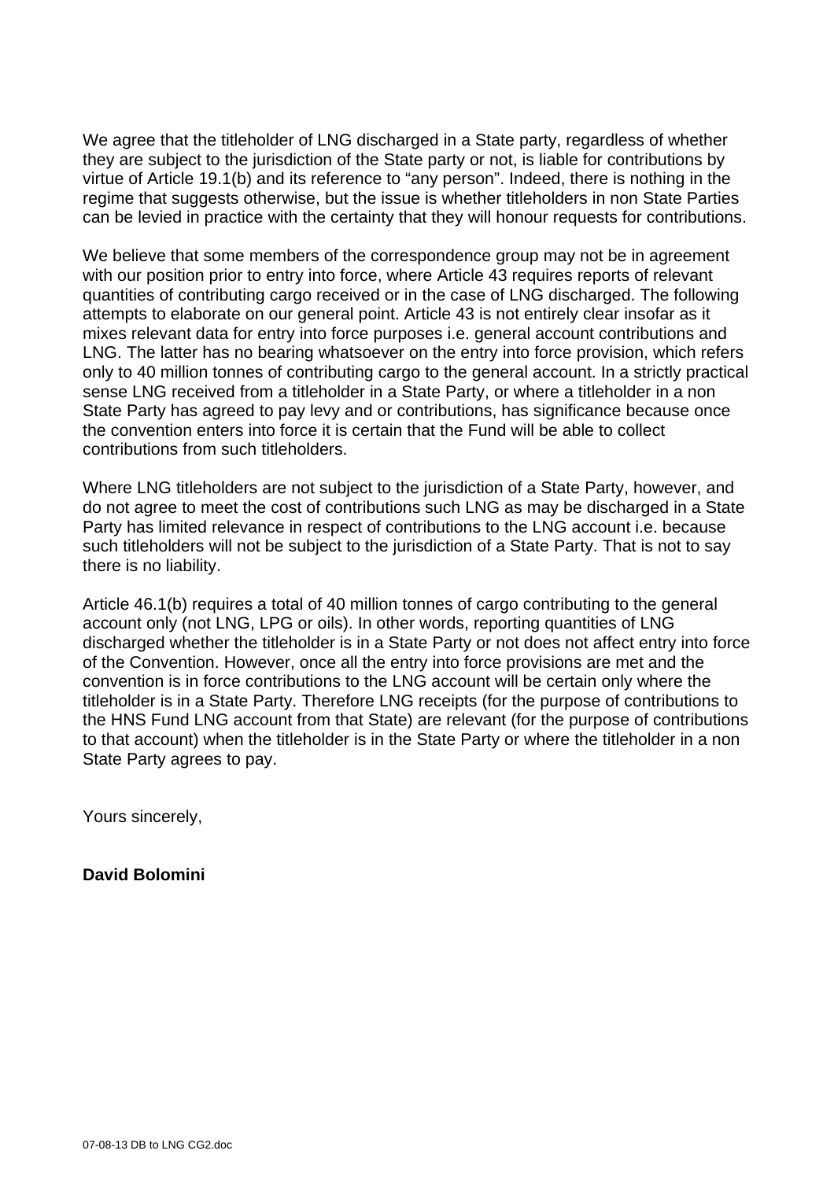We agree that the titleholder of LNG discharged in a State party, regardless of whether they are subject to the jurisdiction of the State party or not, is liable for contributions by virtue of Article 19.1(b) and its reference to “any person”. Indeed, there is nothing in the regime that suggests otherwise, but the issue is whether titleholders in non State Parties can be levied in practice with the certainty that they will honour requests for contributions.

We believe that some members of the correspondence group may not be in agreement with our position prior to entry into force, where Article 43 requires reports of relevant quantities of contributing cargo received or in the case of LNG discharged. The following attempts to elaborate on our general point. Article 43 is not entirely clear insofar as it mixes relevant data for entry into force purposes i.e. general account contributions and LNG. The latter has no bearing whatsoever on the entry into force provision, which refers only to 40 million tonnes of contributing cargo to the general account. In a strictly practical sense LNG received from a titleholder in a State Party, or where a titleholder in a non State Party has agreed to pay levy and or contributions, has significance because once the convention enters into force it is certain that the Fund will be able to collect contributions from such titleholders.

Where LNG titleholders are not subject to the jurisdiction of a State Party, however, and do not agree to meet the cost of contributions such LNG as may be discharged in a State Party has limited relevance in respect of contributions to the LNG account i.e. because such titleholders will not be subject to the jurisdiction of a State Party. That is not to say there is no liability.

Article 46.1(b) requires a total of 40 million tonnes of cargo contributing to the general account only (not LNG, LPG or oils). In other words, reporting quantities of LNG discharged whether the titleholder is in a State Party or not does not affect entry into force of the Convention. However, once all the entry into force provisions are met and the convention is in force contributions to the LNG account will be certain only where the titleholder is in a State Party. Therefore LNG receipts (for the purpose of contributions to the HNS Fund LNG account from that State) are relevant (for the purpose of contributions to that account) when the titleholder is in the State Party or where the titleholder in a non State Party agrees to pay.

Yours sincerely,

**David Bolomini**

07-08-13 DB to LNG CG2.doc